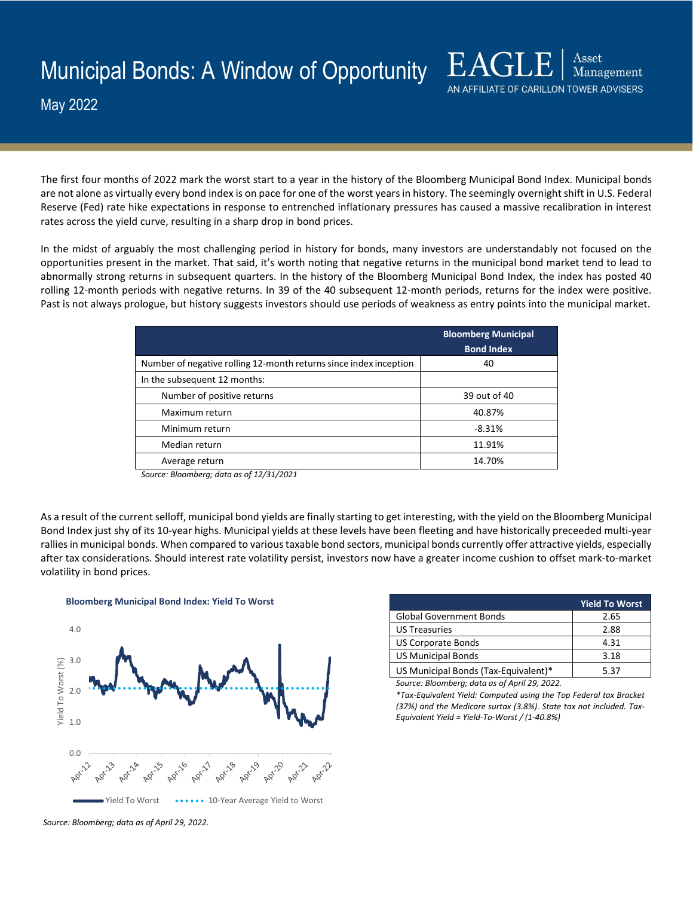# Municipal Bonds: A Window of Opportunity

May 2022

EAGLE | Asset Management
AN AFFILIATE OF CARILLON TOWER ADVISERS

The first four months of 2022 mark the worst start to a year in the history of the Bloomberg Municipal Bond Index. Municipal bonds are not alone as virtually every bond index is on pace for one of the worst years in history. The seemingly overnight shift in U.S. Federal Reserve (Fed) rate hike expectations in response to entrenched inflationary pressures has caused a massive recalibration in interest rates across the yield curve, resulting in a sharp drop in bond prices.

In the midst of arguably the most challenging period in history for bonds, many investors are understandably not focused on the opportunities present in the market. That said, it's worth noting that negative returns in the municipal bond market tend to lead to abnormally strong returns in subsequent quarters. In the history of the Bloomberg Municipal Bond Index, the index has posted 40 rolling 12-month periods with negative returns. In 39 of the 40 subsequent 12-month periods, returns for the index were positive. Past is not always prologue, but history suggests investors should use periods of weakness as entry points into the municipal market.

| | Bloomberg Municipal Bond Index |
|---|---|
| Number of negative rolling 12-month returns since index inception | 40 |
| In the subsequent 12 months: | |
| Number of positive returns | 39 out of 40 |
| Maximum return | 40.87% |
| Minimum return | -8.31% |
| Median return | 11.91% |
| Average return | 14.70% |

*Source: Bloomberg; data as of 12/31/2021*

As a result of the current selloff, municipal bond yields are finally starting to get interesting, with the yield on the Bloomberg Municipal Bond Index just shy of its 10-year highs. Municipal yields at these levels have been fleeting and have historically preceeded multi-year rallies in municipal bonds. When compared to various taxable bond sectors, municipal bonds currently offer attractive yields, especially after tax considerations. Should interest rate volatility persist, investors now have a greater income cushion to offset mark-to-market volatility in bond prices.

**Bloomberg Municipal Bond Index: Yield To Worst**

*Source: Bloomberg; data as of April 29, 2022.*

| | Yield To Worst |
|---|---|
| Global Government Bonds | 2.65 |
| US Treasuries | 2.88 |
| US Corporate Bonds | 4.31 |
| US Municipal Bonds | 3.18 |
| US Municipal Bonds (Tax-Equivalent)* | 5.37 |

*Source: Bloomberg; data as of April 29, 2022.*

*\*Tax-Equivalent Yield: Computed using the Top Federal tax Bracket (37%) and the Medicare surtax (3.8%). State tax not included. Tax-Equivalent Yield = Yield-To-Worst / (1-40.8%)*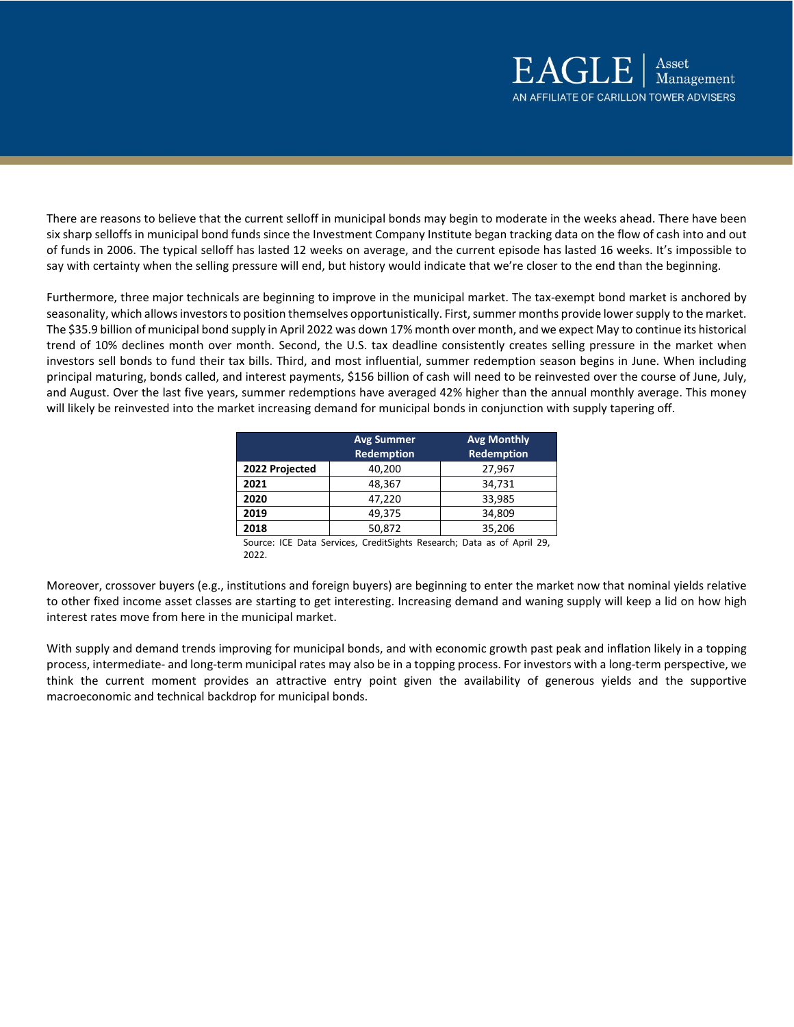There are reasons to believe that the current selloff in municipal bonds may begin to moderate in the weeks ahead. There have been six sharp selloffs in municipal bond funds since the Investment Company Institute began tracking data on the flow of cash into and out of funds in 2006. The typical selloff has lasted 12 weeks on average, and the current episode has lasted 16 weeks. It's impossible to say with certainty when the selling pressure will end, but history would indicate that we're closer to the end than the beginning.

Furthermore, three major technicals are beginning to improve in the municipal market. The tax-exempt bond market is anchored by seasonality, which allows investors to position themselves opportunistically. First, summer months provide lower supply to the market. The $35.9 billion of municipal bond supply in April 2022 was down 17% month over month, and we expect May to continue its historical trend of 10% declines month over month. Second, the U.S. tax deadline consistently creates selling pressure in the market when investors sell bonds to fund their tax bills. Third, and most influential, summer redemption season begins in June. When including principal maturing, bonds called, and interest payments, $156 billion of cash will need to be reinvested over the course of June, July, and August. Over the last five years, summer redemptions have averaged 42% higher than the annual monthly average. This money will likely be reinvested into the market increasing demand for municipal bonds in conjunction with supply tapering off.

| | Avg Summer Redemption | Avg Monthly Redemption |
|---|---|---|
| **2022 Projected** | 40,200 | 27,967 |
| **2021** | 48,367 | 34,731 |
| **2020** | 47,220 | 33,985 |
| **2019** | 49,375 | 34,809 |
| **2018** | 50,872 | 35,206 |

Source: ICE Data Services, CreditSights Research; Data as of April 29, 2022.

Moreover, crossover buyers (e.g., institutions and foreign buyers) are beginning to enter the market now that nominal yields relative to other fixed income asset classes are starting to get interesting. Increasing demand and waning supply will keep a lid on how high interest rates move from here in the municipal market.

With supply and demand trends improving for municipal bonds, and with economic growth past peak and inflation likely in a topping process, intermediate- and long-term municipal rates may also be in a topping process. For investors with a long-term perspective, we think the current moment provides an attractive entry point given the availability of generous yields and the supportive macroeconomic and technical backdrop for municipal bonds.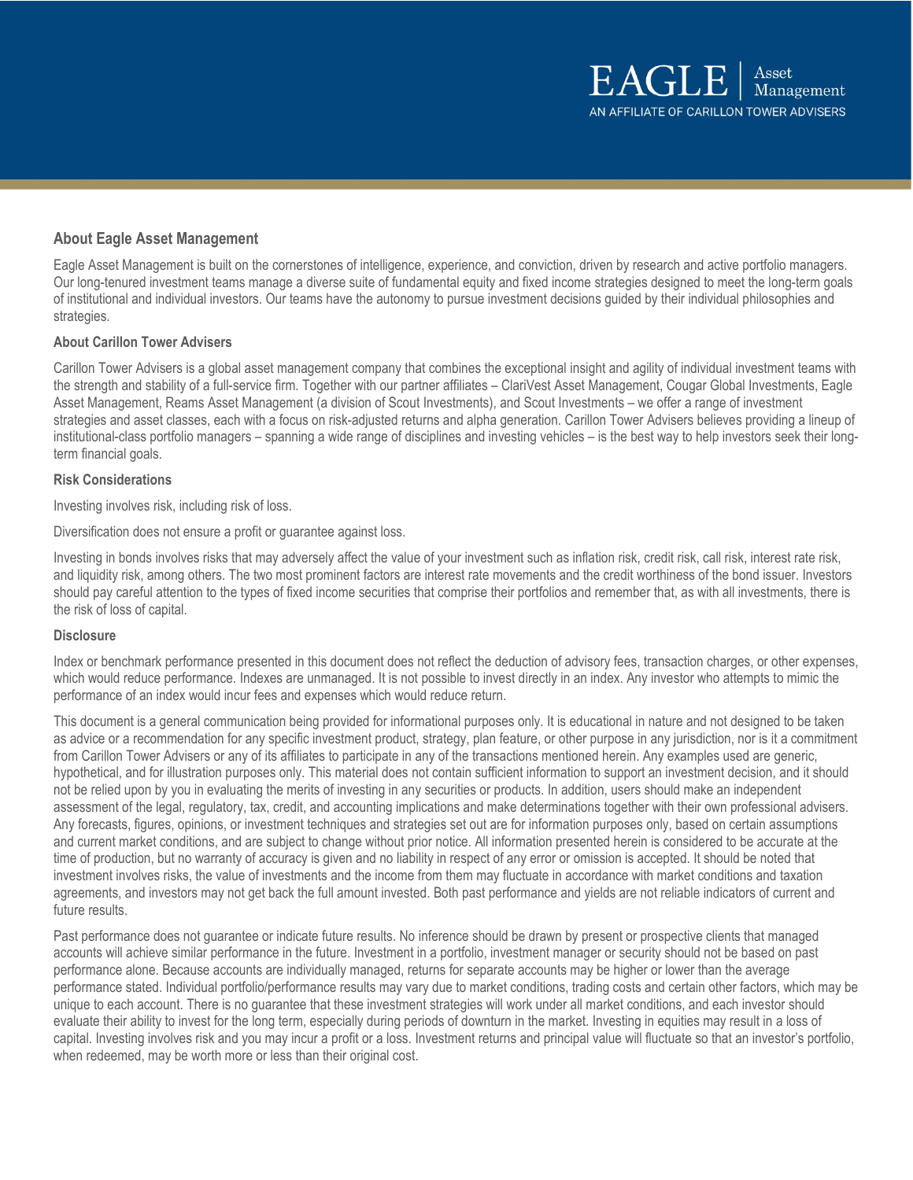EAGLE | Asset Management
AN AFFILIATE OF CARILLON TOWER ADVISERS

### About Eagle Asset Management

Eagle Asset Management is built on the cornerstones of intelligence, experience, and conviction, driven by research and active portfolio managers. Our long-tenured investment teams manage a diverse suite of fundamental equity and fixed income strategies designed to meet the long-term goals of institutional and individual investors. Our teams have the autonomy to pursue investment decisions guided by their individual philosophies and strategies.

#### About Carillon Tower Advisers

Carillon Tower Advisers is a global asset management company that combines the exceptional insight and agility of individual investment teams with the strength and stability of a full-service firm. Together with our partner affiliates – ClariVest Asset Management, Cougar Global Investments, Eagle Asset Management, Reams Asset Management (a division of Scout Investments), and Scout Investments – we offer a range of investment strategies and asset classes, each with a focus on risk-adjusted returns and alpha generation. Carillon Tower Advisers believes providing a lineup of institutional-class portfolio managers – spanning a wide range of disciplines and investing vehicles – is the best way to help investors seek their long-term financial goals.

#### Risk Considerations

Investing involves risk, including risk of loss.

Diversification does not ensure a profit or guarantee against loss.

Investing in bonds involves risks that may adversely affect the value of your investment such as inflation risk, credit risk, call risk, interest rate risk, and liquidity risk, among others. The two most prominent factors are interest rate movements and the credit worthiness of the bond issuer. Investors should pay careful attention to the types of fixed income securities that comprise their portfolios and remember that, as with all investments, there is the risk of loss of capital.

#### Disclosure

Index or benchmark performance presented in this document does not reflect the deduction of advisory fees, transaction charges, or other expenses, which would reduce performance. Indexes are unmanaged. It is not possible to invest directly in an index. Any investor who attempts to mimic the performance of an index would incur fees and expenses which would reduce return.

This document is a general communication being provided for informational purposes only. It is educational in nature and not designed to be taken as advice or a recommendation for any specific investment product, strategy, plan feature, or other purpose in any jurisdiction, nor is it a commitment from Carillon Tower Advisers or any of its affiliates to participate in any of the transactions mentioned herein. Any examples used are generic, hypothetical, and for illustration purposes only. This material does not contain sufficient information to support an investment decision, and it should not be relied upon by you in evaluating the merits of investing in any securities or products. In addition, users should make an independent assessment of the legal, regulatory, tax, credit, and accounting implications and make determinations together with their own professional advisers. Any forecasts, figures, opinions, or investment techniques and strategies set out are for information purposes only, based on certain assumptions and current market conditions, and are subject to change without prior notice. All information presented herein is considered to be accurate at the time of production, but no warranty of accuracy is given and no liability in respect of any error or omission is accepted. It should be noted that investment involves risks, the value of investments and the income from them may fluctuate in accordance with market conditions and taxation agreements, and investors may not get back the full amount invested. Both past performance and yields are not reliable indicators of current and future results.

Past performance does not guarantee or indicate future results. No inference should be drawn by present or prospective clients that managed accounts will achieve similar performance in the future. Investment in a portfolio, investment manager or security should not be based on past performance alone. Because accounts are individually managed, returns for separate accounts may be higher or lower than the average performance stated. Individual portfolio/performance results may vary due to market conditions, trading costs and certain other factors, which may be unique to each account. There is no guarantee that these investment strategies will work under all market conditions, and each investor should evaluate their ability to invest for the long term, especially during periods of downturn in the market. Investing in equities may result in a loss of capital. Investing involves risk and you may incur a profit or a loss. Investment returns and principal value will fluctuate so that an investor's portfolio, when redeemed, may be worth more or less than their original cost.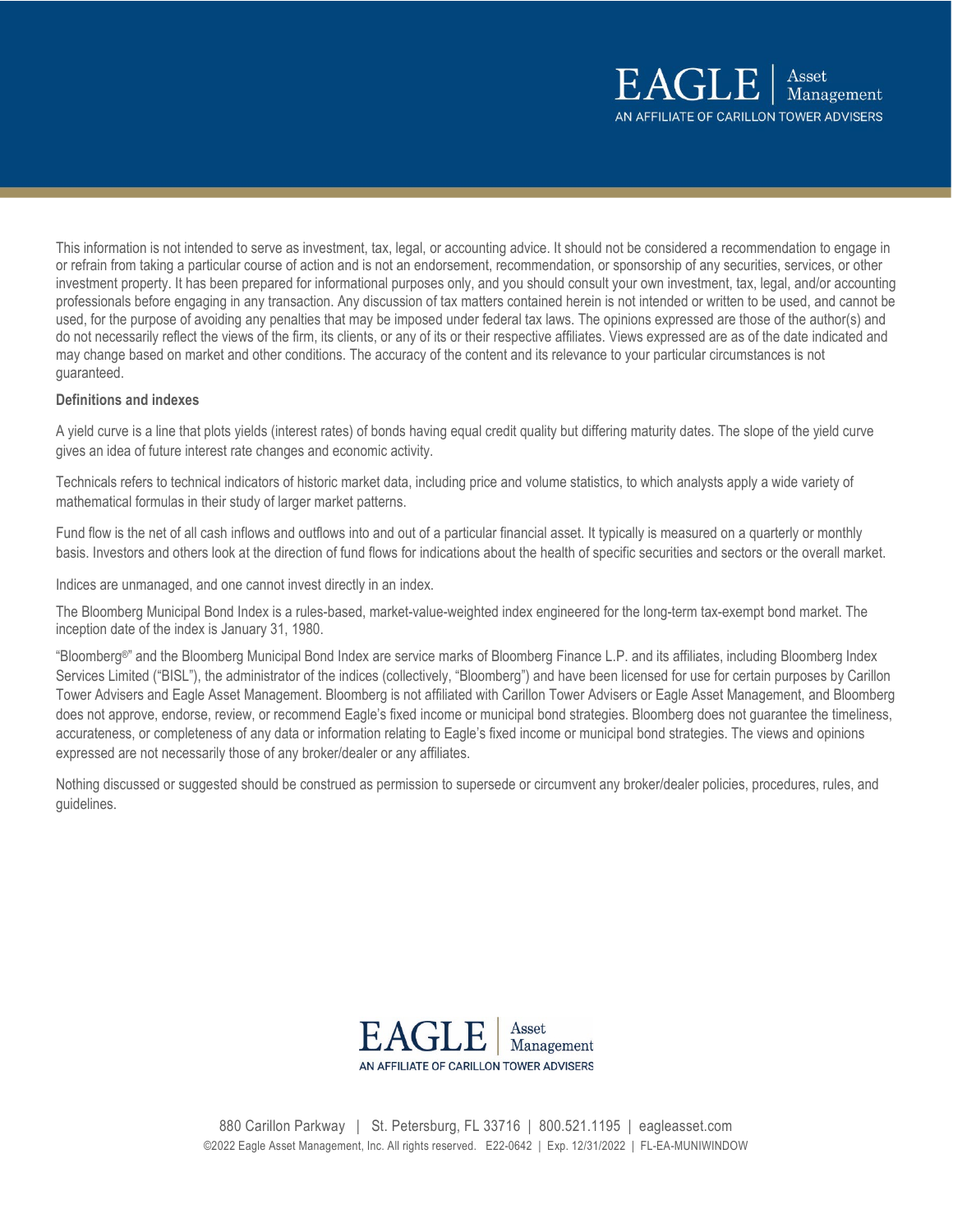EAGLE | Asset Management
AN AFFILIATE OF CARILLON TOWER ADVISERS

This information is not intended to serve as investment, tax, legal, or accounting advice. It should not be considered a recommendation to engage in or refrain from taking a particular course of action and is not an endorsement, recommendation, or sponsorship of any securities, services, or other investment property. It has been prepared for informational purposes only, and you should consult your own investment, tax, legal, and/or accounting professionals before engaging in any transaction. Any discussion of tax matters contained herein is not intended or written to be used, and cannot be used, for the purpose of avoiding any penalties that may be imposed under federal tax laws. The opinions expressed are those of the author(s) and do not necessarily reflect the views of the firm, its clients, or any of its or their respective affiliates. Views expressed are as of the date indicated and may change based on market and other conditions. The accuracy of the content and its relevance to your particular circumstances is not guaranteed.

**Definitions and indexes**

A yield curve is a line that plots yields (interest rates) of bonds having equal credit quality but differing maturity dates. The slope of the yield curve gives an idea of future interest rate changes and economic activity.

Technicals refers to technical indicators of historic market data, including price and volume statistics, to which analysts apply a wide variety of mathematical formulas in their study of larger market patterns.

Fund flow is the net of all cash inflows and outflows into and out of a particular financial asset. It typically is measured on a quarterly or monthly basis. Investors and others look at the direction of fund flows for indications about the health of specific securities and sectors or the overall market.

Indices are unmanaged, and one cannot invest directly in an index.

The Bloomberg Municipal Bond Index is a rules-based, market-value-weighted index engineered for the long-term tax-exempt bond market. The inception date of the index is January 31, 1980.

"Bloomberg®" and the Bloomberg Municipal Bond Index are service marks of Bloomberg Finance L.P. and its affiliates, including Bloomberg Index Services Limited ("BISL"), the administrator of the indices (collectively, "Bloomberg") and have been licensed for use for certain purposes by Carillon Tower Advisers and Eagle Asset Management. Bloomberg is not affiliated with Carillon Tower Advisers or Eagle Asset Management, and Bloomberg does not approve, endorse, review, or recommend Eagle's fixed income or municipal bond strategies. Bloomberg does not guarantee the timeliness, accurateness, or completeness of any data or information relating to Eagle's fixed income or municipal bond strategies. The views and opinions expressed are not necessarily those of any broker/dealer or any affiliates.

Nothing discussed or suggested should be construed as permission to supersede or circumvent any broker/dealer policies, procedures, rules, and guidelines.

EAGLE | Asset Management
AN AFFILIATE OF CARILLON TOWER ADVISERS

880 Carillon Parkway | St. Petersburg, FL 33716 | 800.521.1195 | eagleasset.com
©2022 Eagle Asset Management, Inc. All rights reserved. E22-0642 | Exp. 12/31/2022 | FL-EA-MUNIWINDOW